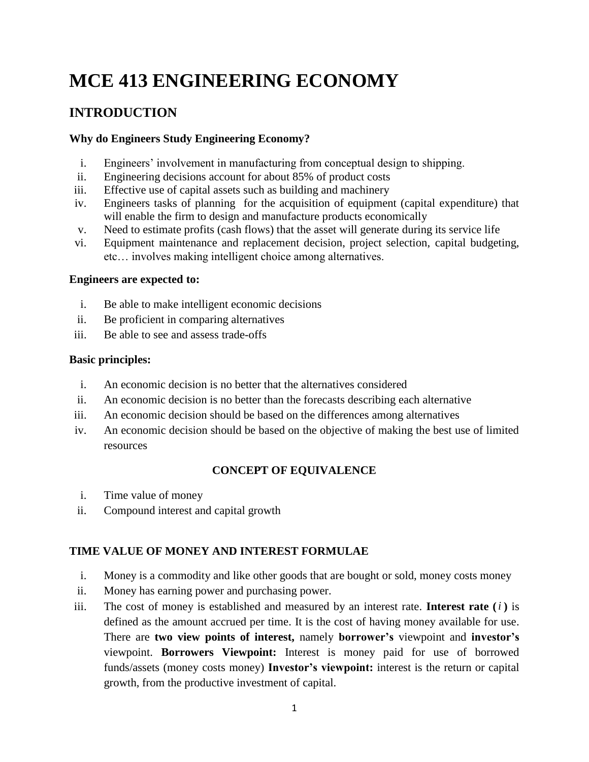# MCE 413 ENGINEERING ECONOMY

## INTRODUCTION

### Why do Engineers Study Engineering Economy?

i. Engineers' involvement in manufacturing from conceptual design to shipping.
ii. Engineering decisions account for about 85% of product costs
iii. Effective use of capital assets such as building and machinery
iv. Engineers tasks of planning for the acquisition of equipment (capital expenditure) that will enable the firm to design and manufacture products economically
v. Need to estimate profits (cash flows) that the asset will generate during its service life
vi. Equipment maintenance and replacement decision, project selection, capital budgeting, etc… involves making intelligent choice among alternatives.

### Engineers are expected to:

i. Be able to make intelligent economic decisions
ii. Be proficient in comparing alternatives
iii. Be able to see and assess trade-offs

### Basic principles:

i. An economic decision is no better that the alternatives considered
ii. An economic decision is no better than the forecasts describing each alternative
iii. An economic decision should be based on the differences among alternatives
iv. An economic decision should be based on the objective of making the best use of limited resources

### CONCEPT OF EQUIVALENCE

i. Time value of money
ii. Compound interest and capital growth

### TIME VALUE OF MONEY AND INTEREST FORMULAE

i. Money is a commodity and like other goods that are bought or sold, money costs money
ii. Money has earning power and purchasing power.
iii. The cost of money is established and measured by an interest rate. **Interest rate (** $i$ **)** is defined as the amount accrued per time. It is the cost of having money available for use. There are **two view points of interest,** namely **borrower's** viewpoint and **investor's** viewpoint. **Borrowers Viewpoint:** Interest is money paid for use of borrowed funds/assets (money costs money) **Investor's viewpoint:** interest is the return or capital growth, from the productive investment of capital.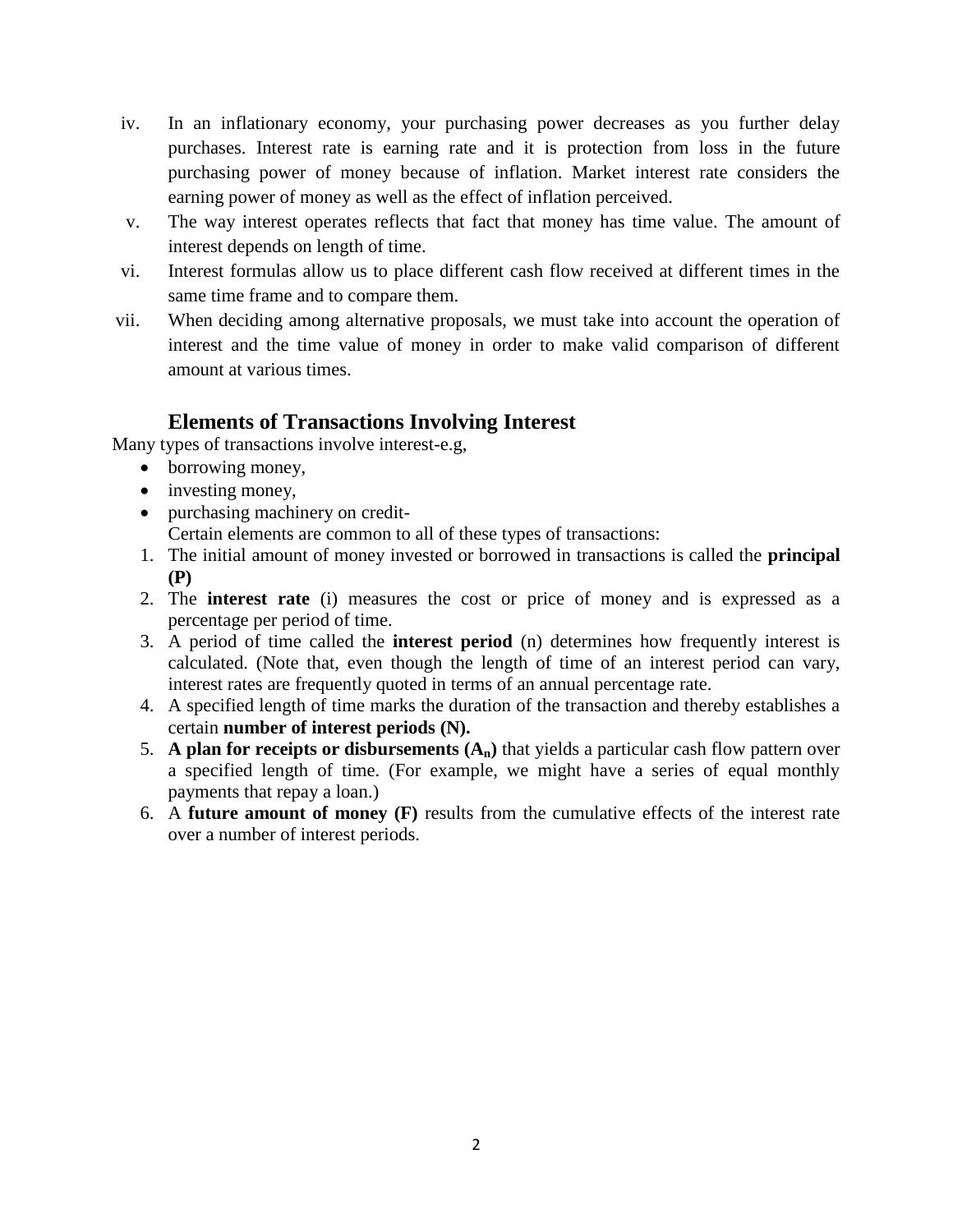iv. In an inflationary economy, your purchasing power decreases as you further delay purchases. Interest rate is earning rate and it is protection from loss in the future purchasing power of money because of inflation. Market interest rate considers the earning power of money as well as the effect of inflation perceived.

v. The way interest operates reflects that fact that money has time value. The amount of interest depends on length of time.

vi. Interest formulas allow us to place different cash flow received at different times in the same time frame and to compare them.

vii. When deciding among alternative proposals, we must take into account the operation of interest and the time value of money in order to make valid comparison of different amount at various times.

## Elements of Transactions Involving Interest

Many types of transactions involve interest-e.g,

- borrowing money,
- investing money,
- purchasing machinery on credit-

  Certain elements are common to all of these types of transactions:

1. The initial amount of money invested or borrowed in transactions is called the **principal (P)**
2. The **interest rate** (i) measures the cost or price of money and is expressed as a percentage per period of time.
3. A period of time called the **interest period** (n) determines how frequently interest is calculated. (Note that, even though the length of time of an interest period can vary, interest rates are frequently quoted in terms of an annual percentage rate.
4. A specified length of time marks the duration of the transaction and thereby establishes a certain **number of interest periods (N).**
5. **A plan for receipts or disbursements ($A_n$)** that yields a particular cash flow pattern over a specified length of time. (For example, we might have a series of equal monthly payments that repay a loan.)
6. A **future amount of money (F)** results from the cumulative effects of the interest rate over a number of interest periods.